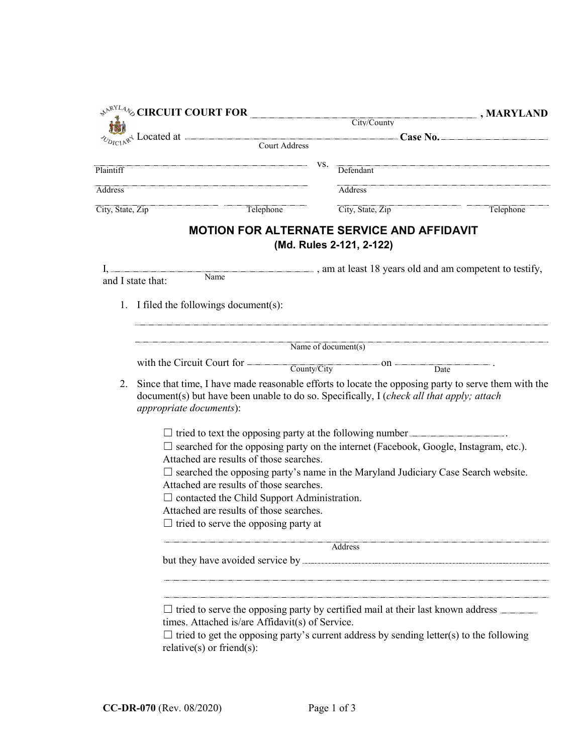**CIRCUIT COURT FOR** ______________________________ **, MARYLAND**
City/County

Located at ______________________________ **Case No.** ______________
Court Address

______________________________ vs. ______________________________
Plaintiff | Defendant

______________________________ ______________________________
Address | Address

______________________________ ______________ ______________________________ ______________
City, State, Zip | Telephone | City, State, Zip | Telephone

## MOTION FOR ALTERNATE SERVICE AND AFFIDAVIT
### (Md. Rules 2-121, 2-122)

I, ______________________________ (Name), am at least 18 years old and am competent to testify, and I state that:

1. I filed the followings document(s):

   ______________________________________________________________

   ______________________________________________________________
   Name of document(s)

   with the Circuit Court for ______________ (County/City) on ______________ (Date) .

2. Since that time, I have made reasonable efforts to locate the opposing party to serve them with the document(s) but have been unable to do so. Specifically, I (*check all that apply; attach appropriate documents*):

   ☐ tried to text the opposing party at the following number ______________.
   ☐ searched for the opposing party on the internet (Facebook, Google, Instagram, etc.). Attached are results of those searches.
   ☐ searched the opposing party's name in the Maryland Judiciary Case Search website. Attached are results of those searches.
   ☐ contacted the Child Support Administration. Attached are results of those searches.
   ☐ tried to serve the opposing party at

   ______________________________________________________________
   Address

   but they have avoided service by ______________________________________________

   ______________________________________________________________

   ______________________________________________________________

   ☐ tried to serve the opposing party by certified mail at their last known address ________ times. Attached is/are Affidavit(s) of Service.
   ☐ tried to get the opposing party's current address by sending letter(s) to the following relative(s) or friend(s):

CC-DR-070 (Rev. 08/2020)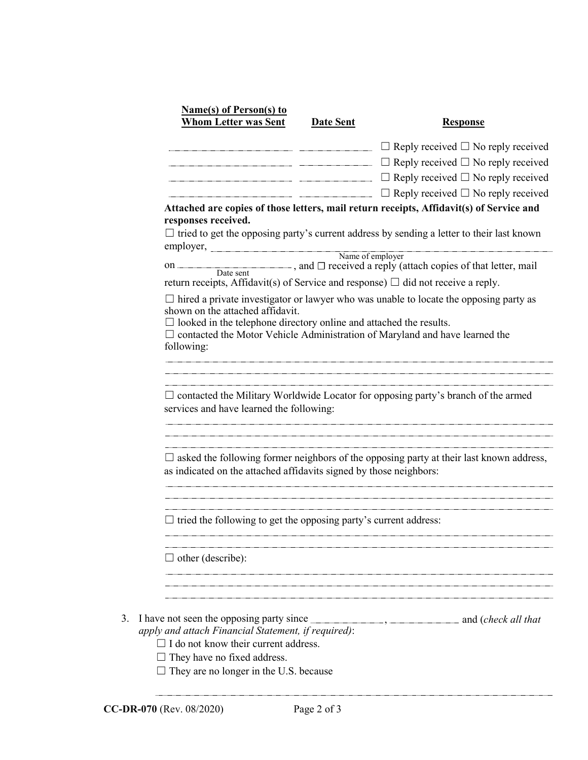| Name(s) of Person(s) to Whom Letter was Sent | Date Sent | Response |
|---|---|---|
| ______________ | __________ | ☐ Reply received ☐ No reply received |
| ______________ | __________ | ☐ Reply received ☐ No reply received |
| ______________ | __________ | ☐ Reply received ☐ No reply received |
| ______________ | __________ | ☐ Reply received ☐ No reply received |

**Attached are copies of those letters, mail return receipts, Affidavit(s) of Service and responses received.**

☐ tried to get the opposing party's current address by sending a letter to their last known employer, ______________________________
Name of employer

on ______________ , and ☐ received a reply (attach copies of that letter, mail
Date sent

return receipts, Affidavit(s) of Service and response) ☐ did not receive a reply.

☐ hired a private investigator or lawyer who was unable to locate the opposing party as shown on the attached affidavit.

☐ looked in the telephone directory online and attached the results.

☐ contacted the Motor Vehicle Administration of Maryland and have learned the following:

______________________________________________________________

______________________________________________________________

______________________________________________________________

☐ contacted the Military Worldwide Locator for opposing party's branch of the armed services and have learned the following:

______________________________________________________________

______________________________________________________________

______________________________________________________________

☐ asked the following former neighbors of the opposing party at their last known address, as indicated on the attached affidavits signed by those neighbors:

______________________________________________________________

______________________________________________________________

______________________________________________________________

☐ tried the following to get the opposing party's current address:

______________________________________________________________

______________________________________________________________

☐ other (describe):

______________________________________________________________

______________________________________________________________

______________________________________________________________

3. I have not seen the opposing party since ______________, ______________ and (*check all that apply and attach Financial Statement, if required)*:

   ☐ I do not know their current address.

   ☐ They have no fixed address.

   ☐ They are no longer in the U.S. because

   ______________________________________________________________

**CC-DR-070** (Rev. 08/2020)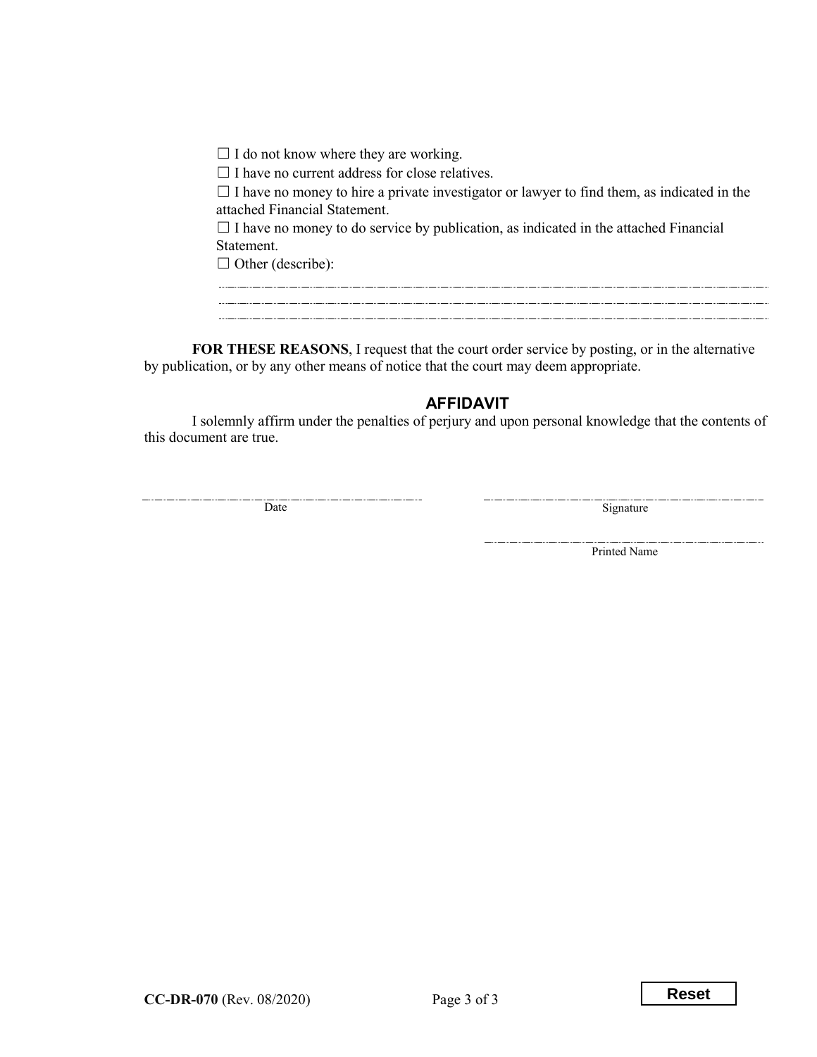☐ I do not know where they are working.

☐ I have no current address for close relatives.

☐ I have no money to hire a private investigator or lawyer to find them, as indicated in the attached Financial Statement.

☐ I have no money to do service by publication, as indicated in the attached Financial Statement.

☐ Other (describe):

\_\_\_\_\_\_\_\_\_\_\_\_\_\_\_\_\_\_\_\_\_\_\_\_\_\_\_\_\_\_\_\_\_\_\_\_\_\_\_\_\_\_\_\_\_\_\_\_\_\_\_\_\_\_\_\_\_\_\_\_

\_\_\_\_\_\_\_\_\_\_\_\_\_\_\_\_\_\_\_\_\_\_\_\_\_\_\_\_\_\_\_\_\_\_\_\_\_\_\_\_\_\_\_\_\_\_\_\_\_\_\_\_\_\_\_\_\_\_\_\_

\_\_\_\_\_\_\_\_\_\_\_\_\_\_\_\_\_\_\_\_\_\_\_\_\_\_\_\_\_\_\_\_\_\_\_\_\_\_\_\_\_\_\_\_\_\_\_\_\_\_\_\_\_\_\_\_\_\_\_\_

**FOR THESE REASONS**, I request that the court order service by posting, or in the alternative by publication, or by any other means of notice that the court may deem appropriate.

## AFFIDAVIT

I solemnly affirm under the penalties of perjury and upon personal knowledge that the contents of this document are true.

\_\_\_\_\_\_\_\_\_\_\_\_\_\_\_\_\_\_\_\_\_\_\_\_\_\_\_\_ Date

\_\_\_\_\_\_\_\_\_\_\_\_\_\_\_\_\_\_\_\_\_\_\_\_\_\_\_\_ Signature

\_\_\_\_\_\_\_\_\_\_\_\_\_\_\_\_\_\_\_\_\_\_\_\_\_\_\_\_ Printed Name

**CC-DR-070** (Rev. 08/2020)